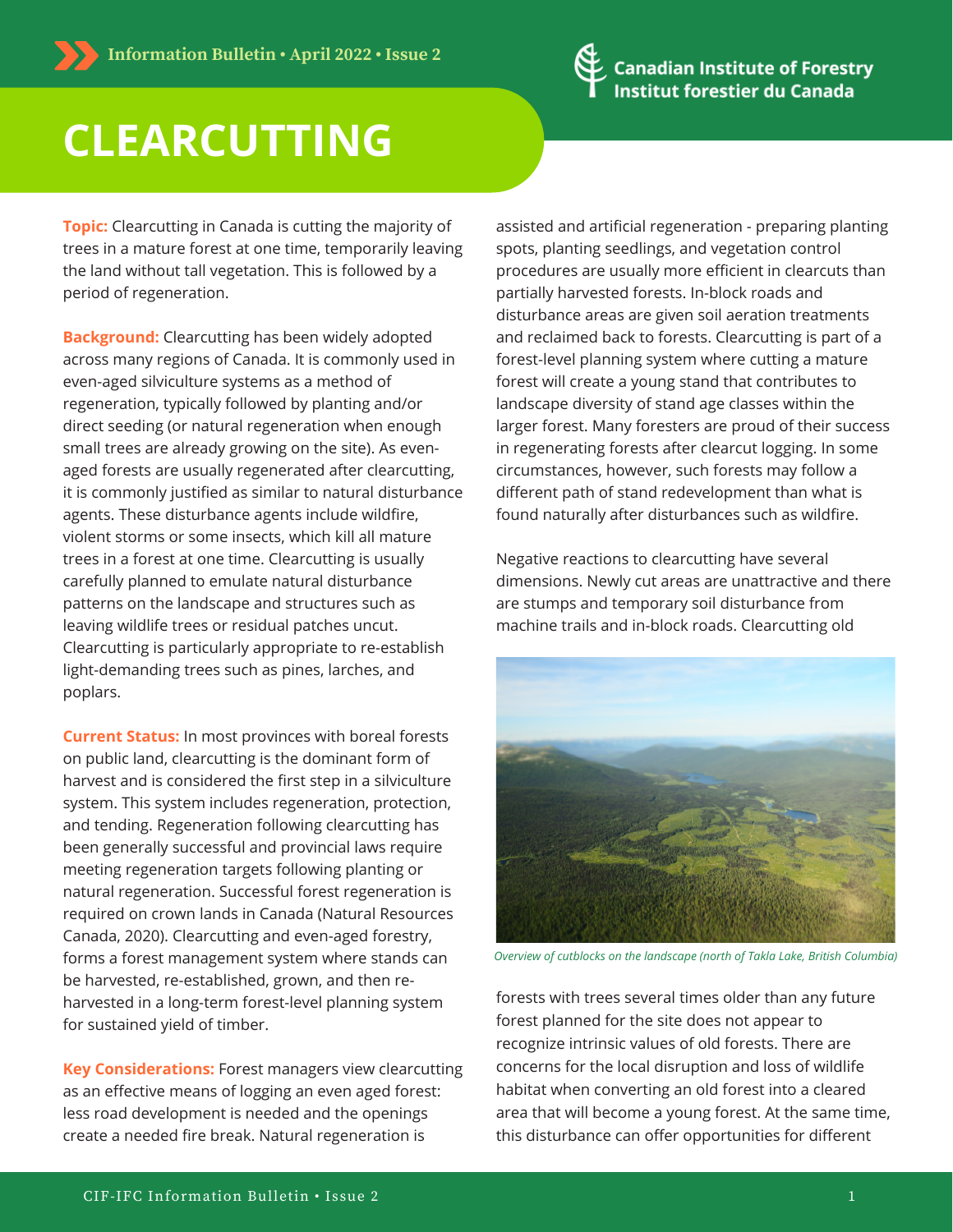Information Bulletin • April 2022 • Issue 2

Canadian Institute of Forestry
Institut forestier du Canada

# CLEARCUTTING

**Topic:** Clearcutting in Canada is cutting the majority of trees in a mature forest at one time, temporarily leaving the land without tall vegetation. This is followed by a period of regeneration.

**Background:** Clearcutting has been widely adopted across many regions of Canada. It is commonly used in even-aged silviculture systems as a method of regeneration, typically followed by planting and/or direct seeding (or natural regeneration when enough small trees are already growing on the site). As even-aged forests are usually regenerated after clearcutting, it is commonly justified as similar to natural disturbance agents. These disturbance agents include wildfire, violent storms or some insects, which kill all mature trees in a forest at one time. Clearcutting is usually carefully planned to emulate natural disturbance patterns on the landscape and structures such as leaving wildlife trees or residual patches uncut. Clearcutting is particularly appropriate to re-establish light-demanding trees such as pines, larches, and poplars.

**Current Status:** In most provinces with boreal forests on public land, clearcutting is the dominant form of harvest and is considered the first step in a silviculture system. This system includes regeneration, protection, and tending. Regeneration following clearcutting has been generally successful and provincial laws require meeting regeneration targets following planting or natural regeneration. Successful forest regeneration is required on crown lands in Canada (Natural Resources Canada, 2020). Clearcutting and even-aged forestry, forms a forest management system where stands can be harvested, re-established, grown, and then re-harvested in a long-term forest-level planning system for sustained yield of timber.

**Key Considerations:** Forest managers view clearcutting as an effective means of logging an even aged forest: less road development is needed and the openings create a needed fire break. Natural regeneration is assisted and artificial regeneration - preparing planting spots, planting seedlings, and vegetation control procedures are usually more efficient in clearcuts than partially harvested forests. In-block roads and disturbance areas are given soil aeration treatments and reclaimed back to forests. Clearcutting is part of a forest-level planning system where cutting a mature forest will create a young stand that contributes to landscape diversity of stand age classes within the larger forest. Many foresters are proud of their success in regenerating forests after clearcut logging. In some circumstances, however, such forests may follow a different path of stand redevelopment than what is found naturally after disturbances such as wildfire.

Negative reactions to clearcutting have several dimensions. Newly cut areas are unattractive and there are stumps and temporary soil disturbance from machine trails and in-block roads. Clearcutting old forests with trees several times older than any future forest planned for the site does not appear to recognize intrinsic values of old forests. There are concerns for the local disruption and loss of wildlife habitat when converting an old forest into a cleared area that will become a young forest. At the same time, this disturbance can offer opportunities for different

*Overview of cutblocks on the landscape (north of Takla Lake, British Columbia)*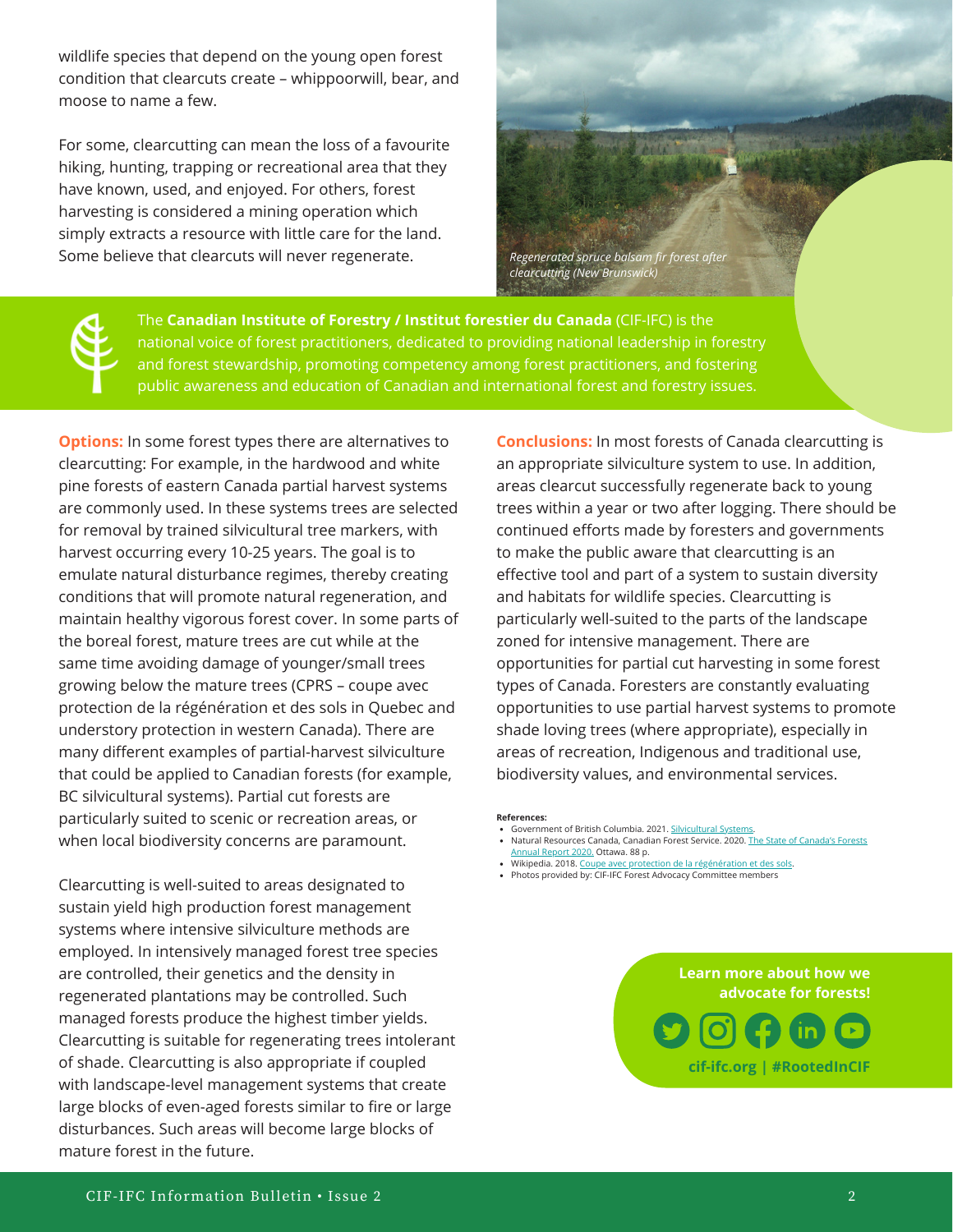wildlife species that depend on the young open forest condition that clearcuts create – whippoorwill, bear, and moose to name a few.

For some, clearcutting can mean the loss of a favourite hiking, hunting, trapping or recreational area that they have known, used, and enjoyed. For others, forest harvesting is considered a mining operation which simply extracts a resource with little care for the land. Some believe that clearcuts will never regenerate.

*Regenerated spruce balsam fir forest after clearcutting (New Brunswick)*

The **Canadian Institute of Forestry / Institut forestier du Canada** (CIF-IFC) is the national voice of forest practitioners, dedicated to providing national leadership in forestry and forest stewardship, promoting competency among forest practitioners, and fostering public awareness and education of Canadian and international forest and forestry issues.

**Options:** In some forest types there are alternatives to clearcutting: For example, in the hardwood and white pine forests of eastern Canada partial harvest systems are commonly used. In these systems trees are selected for removal by trained silvicultural tree markers, with harvest occurring every 10-25 years. The goal is to emulate natural disturbance regimes, thereby creating conditions that will promote natural regeneration, and maintain healthy vigorous forest cover. In some parts of the boreal forest, mature trees are cut while at the same time avoiding damage of younger/small trees growing below the mature trees (CPRS – coupe avec protection de la régénération et des sols in Quebec and understory protection in western Canada). There are many different examples of partial-harvest silviculture that could be applied to Canadian forests (for example, BC silvicultural systems). Partial cut forests are particularly suited to scenic or recreation areas, or when local biodiversity concerns are paramount.

Clearcutting is well-suited to areas designated to sustain yield high production forest management systems where intensive silviculture methods are employed. In intensively managed forest tree species are controlled, their genetics and the density in regenerated plantations may be controlled. Such managed forests produce the highest timber yields. Clearcutting is suitable for regenerating trees intolerant of shade. Clearcutting is also appropriate if coupled with landscape-level management systems that create large blocks of even-aged forests similar to fire or large disturbances. Such areas will become large blocks of mature forest in the future.

**Conclusions:** In most forests of Canada clearcutting is an appropriate silviculture system to use. In addition, areas clearcut successfully regenerate back to young trees within a year or two after logging. There should be continued efforts made by foresters and governments to make the public aware that clearcutting is an effective tool and part of a system to sustain diversity and habitats for wildlife species. Clearcutting is particularly well-suited to the parts of the landscape zoned for intensive management. There are opportunities for partial cut harvesting in some forest types of Canada. Foresters are constantly evaluating opportunities to use partial harvest systems to promote shade loving trees (where appropriate), especially in areas of recreation, Indigenous and traditional use, biodiversity values, and environmental services.

**References:**

- Government of British Columbia. 2021. Silvicultural Systems.
- Natural Resources Canada, Canadian Forest Service. 2020. The State of Canada's Forests Annual Report 2020. Ottawa. 88 p.
- Wikipedia. 2018. Coupe avec protection de la régénération et des sols.
- Photos provided by: CIF-IFC Forest Advocacy Committee members

**Learn more about how we advocate for forests!**

**cif-ifc.org | #RootedInCIF**